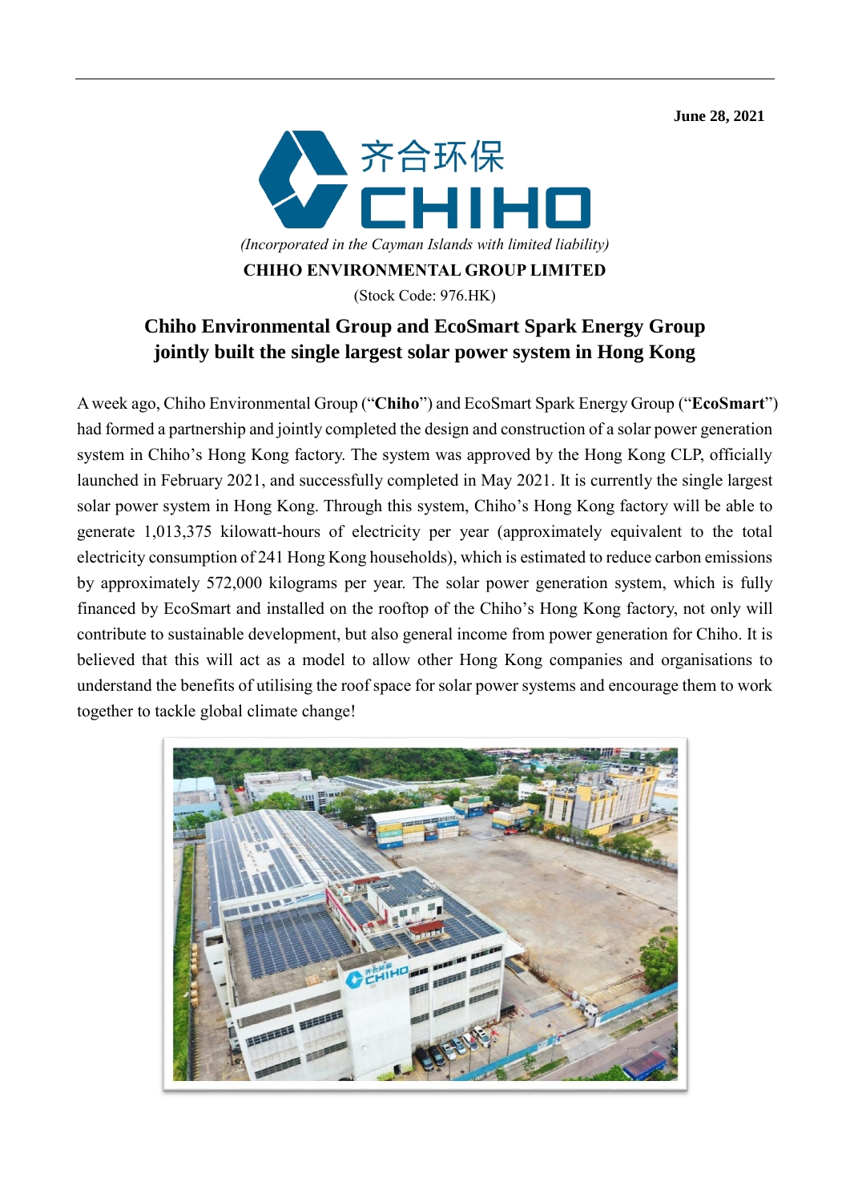June 28, 2021

齐合环保 CHIHO

*(Incorporated in the Cayman Islands with limited liability)*

**CHIHO ENVIRONMENTAL GROUP LIMITED**

(Stock Code: 976.HK)

# Chiho Environmental Group and EcoSmart Spark Energy Group jointly built the single largest solar power system in Hong Kong

A week ago, Chiho Environmental Group ("**Chiho**") and EcoSmart Spark Energy Group ("**EcoSmart**") had formed a partnership and jointly completed the design and construction of a solar power generation system in Chiho's Hong Kong factory. The system was approved by the Hong Kong CLP, officially launched in February 2021, and successfully completed in May 2021. It is currently the single largest solar power system in Hong Kong. Through this system, Chiho's Hong Kong factory will be able to generate 1,013,375 kilowatt-hours of electricity per year (approximately equivalent to the total electricity consumption of 241 Hong Kong households), which is estimated to reduce carbon emissions by approximately 572,000 kilograms per year. The solar power generation system, which is fully financed by EcoSmart and installed on the rooftop of the Chiho's Hong Kong factory, not only will contribute to sustainable development, but also general income from power generation for Chiho. It is believed that this will act as a model to allow other Hong Kong companies and organisations to understand the benefits of utilising the roof space for solar power systems and encourage them to work together to tackle global climate change!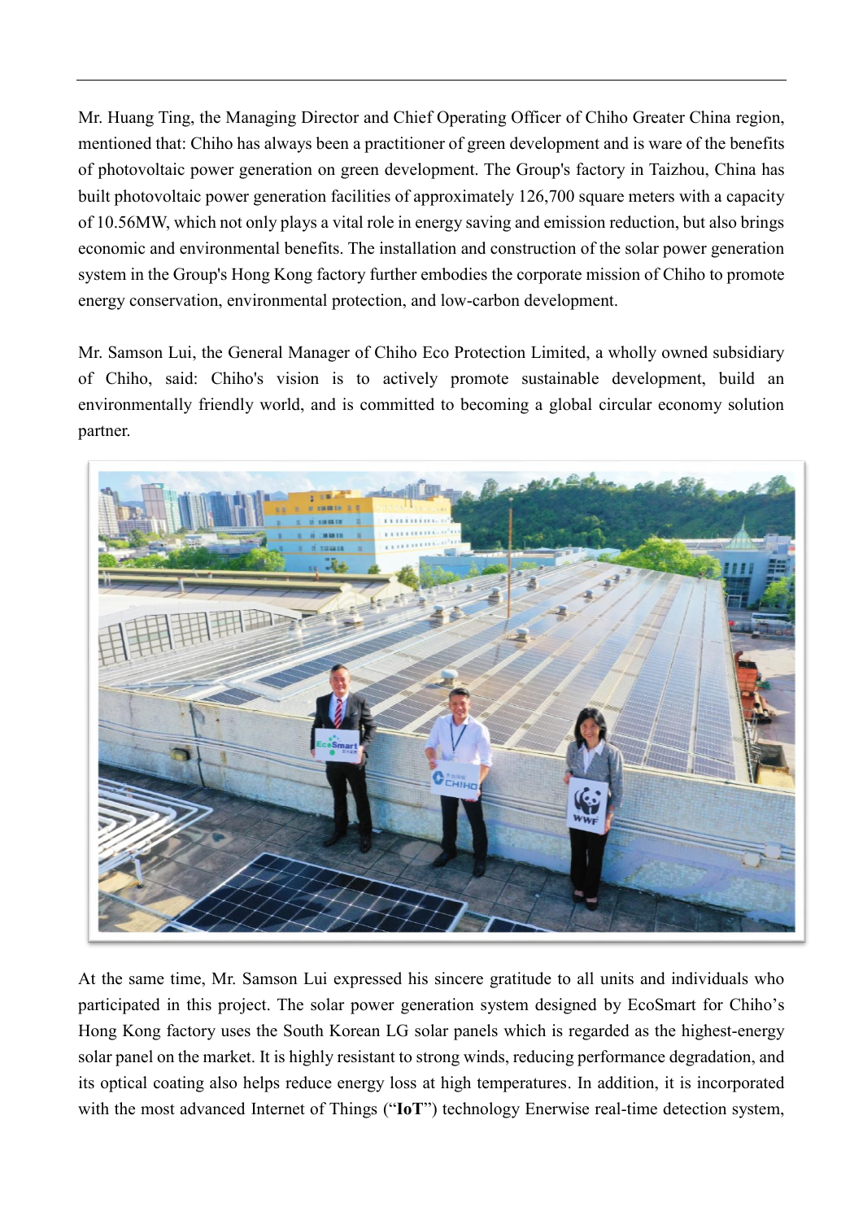Mr. Huang Ting, the Managing Director and Chief Operating Officer of Chiho Greater China region, mentioned that: Chiho has always been a practitioner of green development and is ware of the benefits of photovoltaic power generation on green development. The Group's factory in Taizhou, China has built photovoltaic power generation facilities of approximately 126,700 square meters with a capacity of 10.56MW, which not only plays a vital role in energy saving and emission reduction, but also brings economic and environmental benefits. The installation and construction of the solar power generation system in the Group's Hong Kong factory further embodies the corporate mission of Chiho to promote energy conservation, environmental protection, and low-carbon development.

Mr. Samson Lui, the General Manager of Chiho Eco Protection Limited, a wholly owned subsidiary of Chiho, said: Chiho's vision is to actively promote sustainable development, build an environmentally friendly world, and is committed to becoming a global circular economy solution partner.

At the same time, Mr. Samson Lui expressed his sincere gratitude to all units and individuals who participated in this project. The solar power generation system designed by EcoSmart for Chiho's Hong Kong factory uses the South Korean LG solar panels which is regarded as the highest-energy solar panel on the market. It is highly resistant to strong winds, reducing performance degradation, and its optical coating also helps reduce energy loss at high temperatures. In addition, it is incorporated with the most advanced Internet of Things ("**IoT**") technology Enerwise real-time detection system,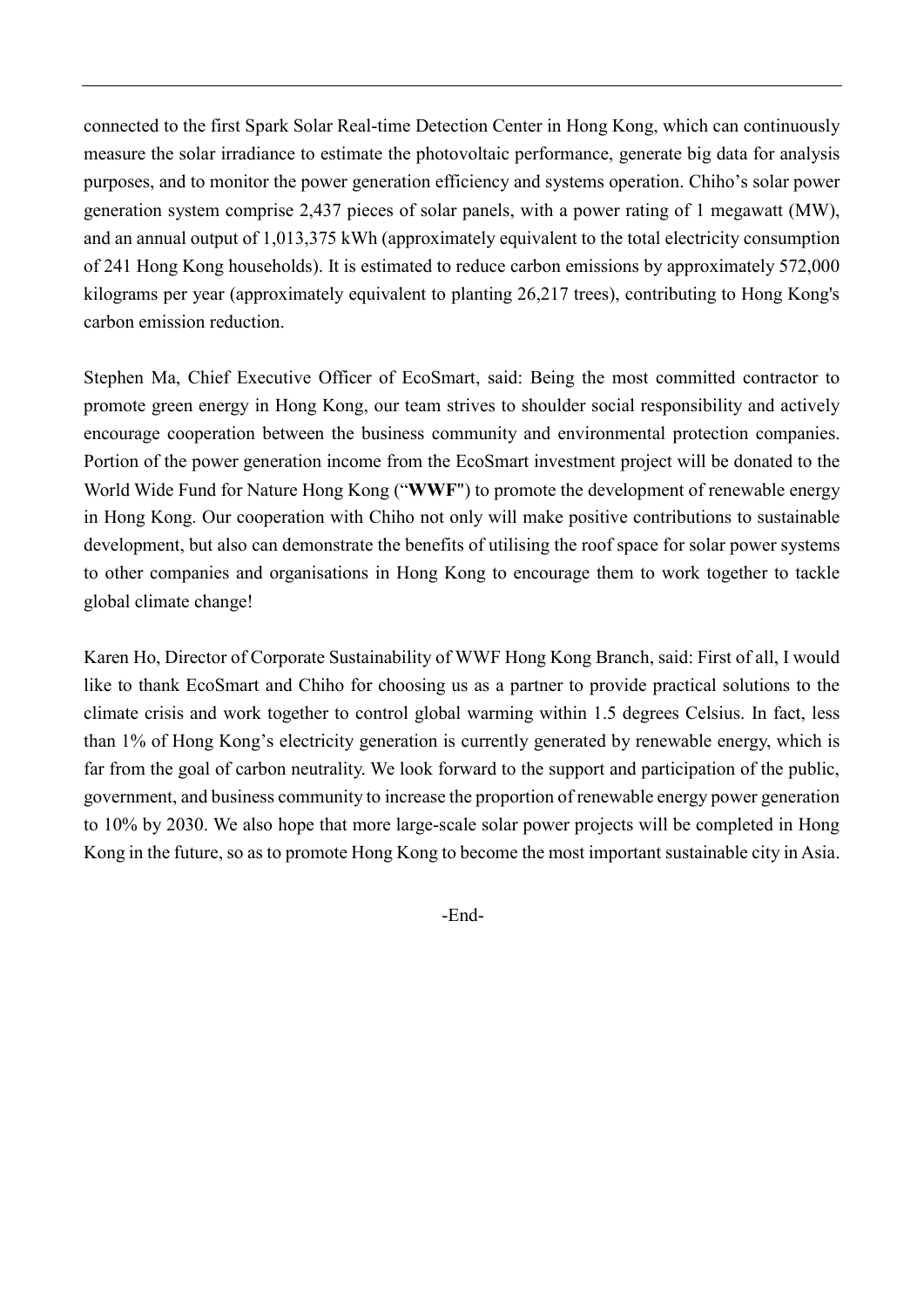connected to the first Spark Solar Real-time Detection Center in Hong Kong, which can continuously measure the solar irradiance to estimate the photovoltaic performance, generate big data for analysis purposes, and to monitor the power generation efficiency and systems operation. Chiho's solar power generation system comprise 2,437 pieces of solar panels, with a power rating of 1 megawatt (MW), and an annual output of 1,013,375 kWh (approximately equivalent to the total electricity consumption of 241 Hong Kong households). It is estimated to reduce carbon emissions by approximately 572,000 kilograms per year (approximately equivalent to planting 26,217 trees), contributing to Hong Kong's carbon emission reduction.

Stephen Ma, Chief Executive Officer of EcoSmart, said: Being the most committed contractor to promote green energy in Hong Kong, our team strives to shoulder social responsibility and actively encourage cooperation between the business community and environmental protection companies. Portion of the power generation income from the EcoSmart investment project will be donated to the World Wide Fund for Nature Hong Kong ("**WWF**") to promote the development of renewable energy in Hong Kong. Our cooperation with Chiho not only will make positive contributions to sustainable development, but also can demonstrate the benefits of utilising the roof space for solar power systems to other companies and organisations in Hong Kong to encourage them to work together to tackle global climate change!

Karen Ho, Director of Corporate Sustainability of WWF Hong Kong Branch, said: First of all, I would like to thank EcoSmart and Chiho for choosing us as a partner to provide practical solutions to the climate crisis and work together to control global warming within 1.5 degrees Celsius. In fact, less than 1% of Hong Kong's electricity generation is currently generated by renewable energy, which is far from the goal of carbon neutrality. We look forward to the support and participation of the public, government, and business community to increase the proportion of renewable energy power generation to 10% by 2030. We also hope that more large-scale solar power projects will be completed in Hong Kong in the future, so as to promote Hong Kong to become the most important sustainable city in Asia.

-End-